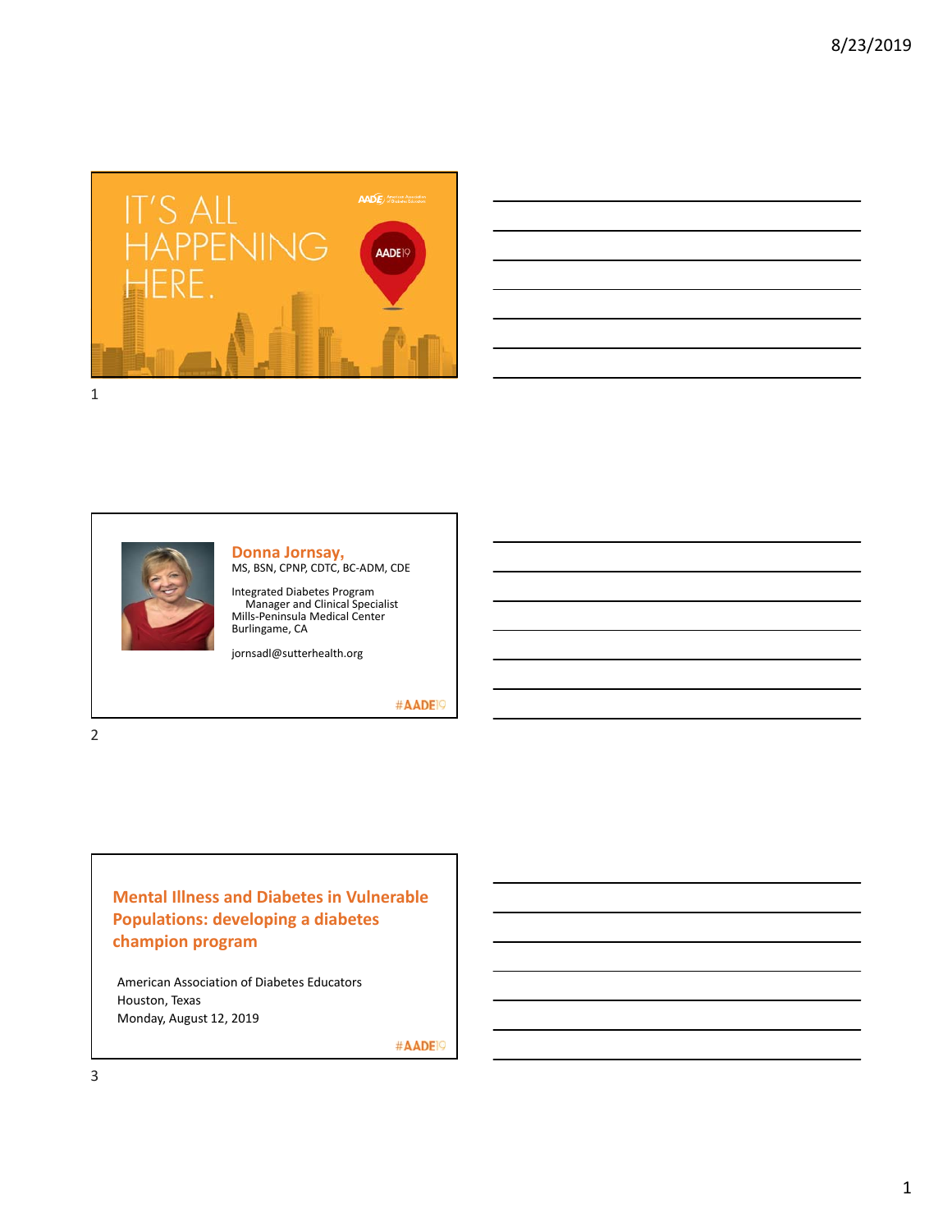IT'S ALL HAPPENING HERE.

AADE19

---

## Donna Jornsay,

MS, BSN, CPNP, CDTC, BC-ADM, CDE

Integrated Diabetes Program Manager and Clinical Specialist
Mills-Peninsula Medical Center
Burlingame, CA

jornsadl@sutterhealth.org

#AADE19

---

## Mental Illness and Diabetes in Vulnerable Populations: developing a diabetes champion program

American Association of Diabetes Educators
Houston, Texas
Monday, August 12, 2019

#AADE19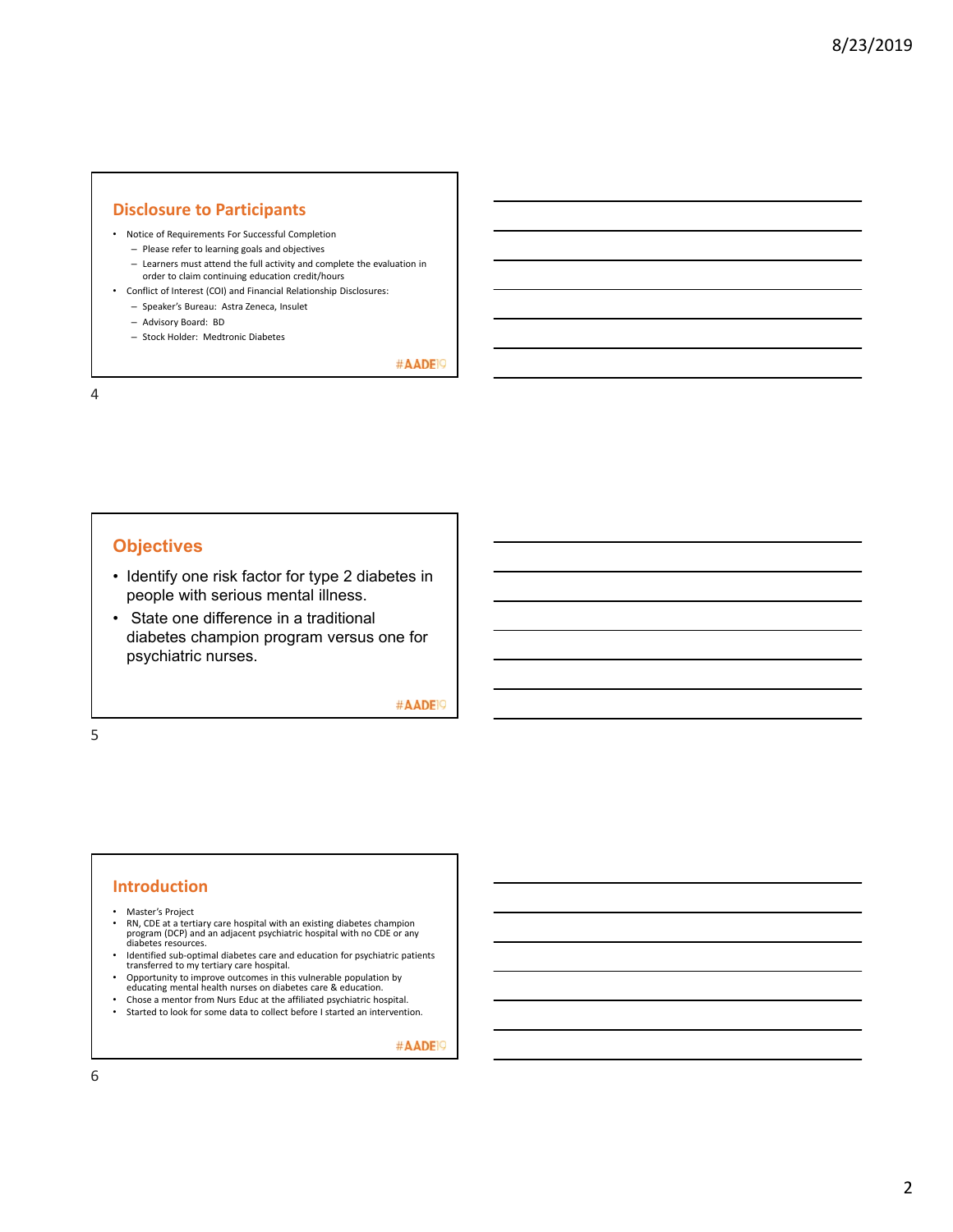## Disclosure to Participants

- Notice of Requirements For Successful Completion
  - Please refer to learning goals and objectives
  - Learners must attend the full activity and complete the evaluation in order to claim continuing education credit/hours
- Conflict of Interest (COI) and Financial Relationship Disclosures:
  - Speaker's Bureau: Astra Zeneca, Insulet
  - Advisory Board: BD
  - Stock Holder: Medtronic Diabetes

#AADE19

## Objectives

- Identify one risk factor for type 2 diabetes in people with serious mental illness.
- State one difference in a traditional diabetes champion program versus one for psychiatric nurses.

#AADE19

## Introduction

- Master's Project
- RN, CDE at a tertiary care hospital with an existing diabetes champion program (DCP) and an adjacent psychiatric hospital with no CDE or any diabetes resources.
- Identified sub-optimal diabetes care and education for psychiatric patients transferred to my tertiary care hospital.
- Opportunity to improve outcomes in this vulnerable population by educating mental health nurses on diabetes care & education.
- Chose a mentor from Nurs Educ at the affiliated psychiatric hospital.
- Started to look for some data to collect before I started an intervention.

#AADE19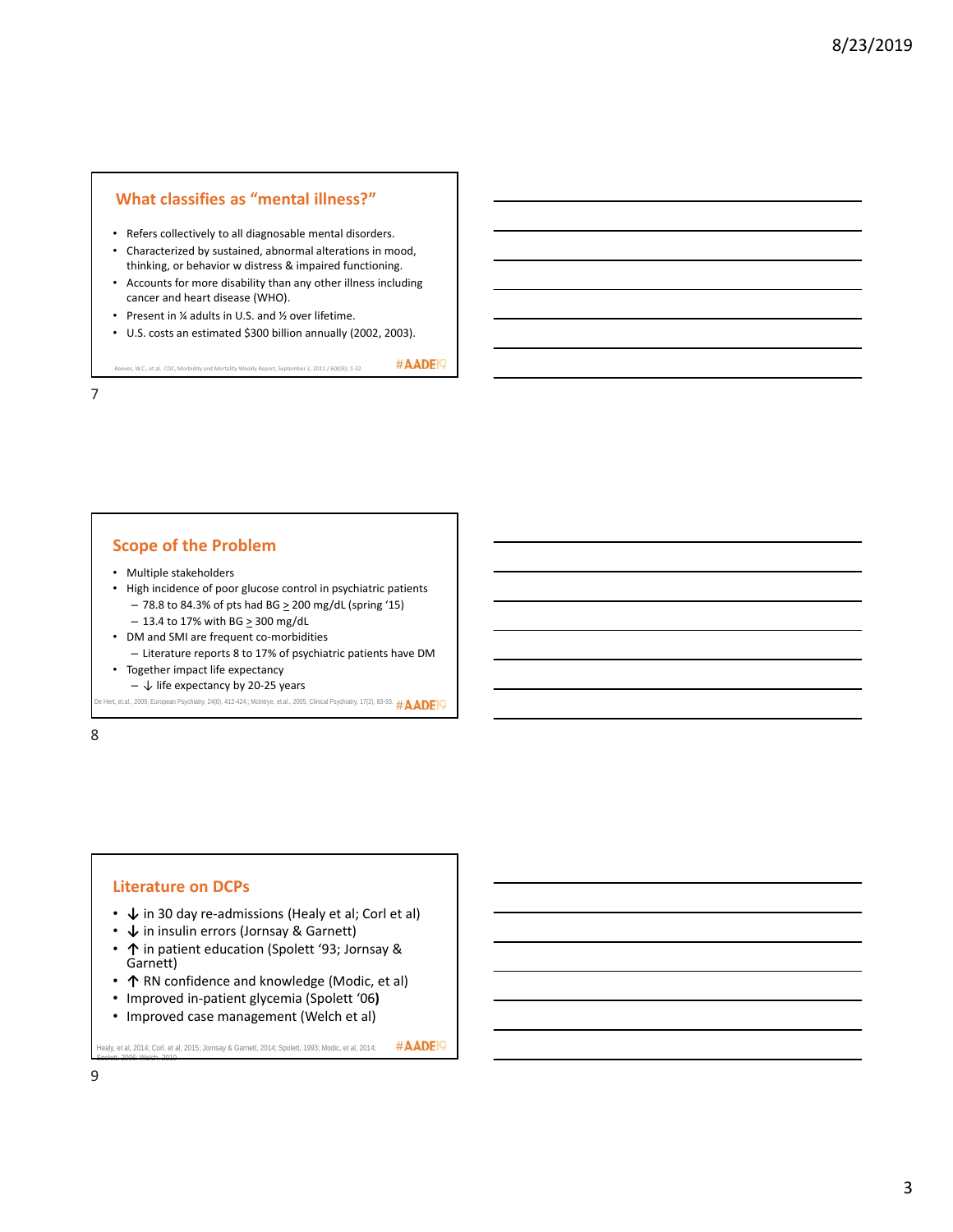## What classifies as "mental illness?"

- Refers collectively to all diagnosable mental disorders.
- Characterized by sustained, abnormal alterations in mood, thinking, or behavior w distress & impaired functioning.
- Accounts for more disability than any other illness including cancer and heart disease (WHO).
- Present in ¼ adults in U.S. and ½ over lifetime.
- U.S. costs an estimated $300 billion annually (2002, 2003).

Reeves, W.C., et al. CDC, Morbidity and Mortality Weekly Report, September 2, 2011 / 60(03); 1-32.

## Scope of the Problem

- Multiple stakeholders
- High incidence of poor glucose control in psychiatric patients
  - 78.8 to 84.3% of pts had BG ≥ 200 mg/dL (spring '15)
  - 13.4 to 17% with BG ≥ 300 mg/dL
- DM and SMI are frequent co-morbidities
  - Literature reports 8 to 17% of psychiatric patients have DM
- Together impact life expectancy
  - ↓ life expectancy by 20-25 years

De Hert, et.al., 2009, European Psychiatry, 24(6), 412-424;; McIntrye, et.al., 2005, Clinical Psychiatry, 17(2), 83-93.

## Literature on DCPs

- ↓ in 30 day re-admissions (Healy et al; Corl et al)
- ↓ in insulin errors (Jornsay & Garnett)
- ↑ in patient education (Spolett '93; Jornsay & Garnett)
- ↑ RN confidence and knowledge (Modic, et al)
- Improved in-patient glycemia (Spolett '06)
- Improved case management (Welch et al)

Healy, et al, 2014; Corl, et al, 2015; Jornsay & Garnett, 2014; Spolett, 1993; Modic, et al, 2014; Spolett, 2006; Welch, 2010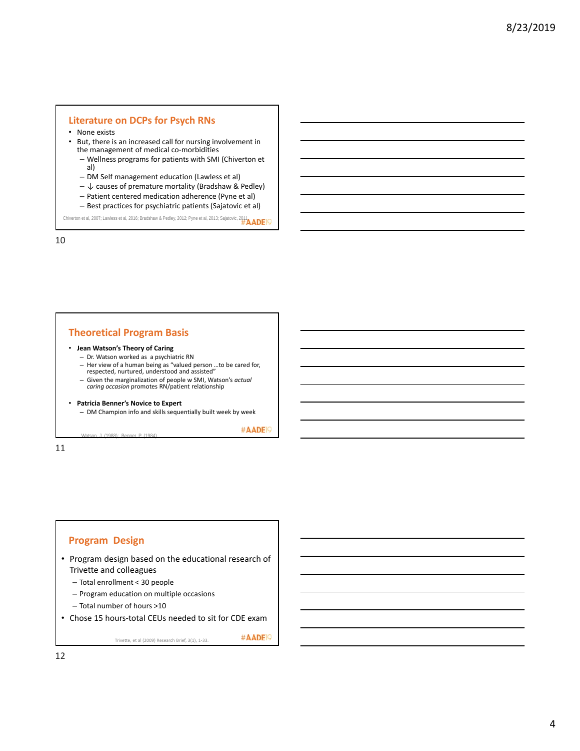## Literature on DCPs for Psych RNs

- None exists
- But, there is an increased call for nursing involvement in the management of medical co-morbidities
  - Wellness programs for patients with SMI (Chiverton et al)
  - DM Self management education (Lawless et al)
  - ↓ causes of premature mortality (Bradshaw & Pedley)
  - Patient centered medication adherence (Pyne et al)
  - Best practices for psychiatric patients (Sajatovic et al)

Chiverton et al, 2007; Lawless et al, 2016; Bradshaw & Pedley, 2012; Pyne et al, 2013; Sajatovic, 2011

#AADE19

## Theoretical Program Basis

- **Jean Watson's Theory of Caring**
  - Dr. Watson worked as a psychiatric RN
  - Her view of a human being as "valued person …to be cared for, respected, nurtured, understood and assisted"
  - Given the marginalization of people w SMI, Watson's *actual caring occasion* promotes RN/patient relationship
- **Patricia Benner's Novice to Expert**
  - DM Champion info and skills sequentially built week by week

Watson, J (1988); Benner, P (1984)

#AADE19

## Program Design

- Program design based on the educational research of Trivette and colleagues
  - Total enrollment < 30 people
  - Program education on multiple occasions
  - Total number of hours >10
- Chose 15 hours-total CEUs needed to sit for CDE exam

Trivette, et al (2009) Research Brief, 3(1), 1-33.

#AADE19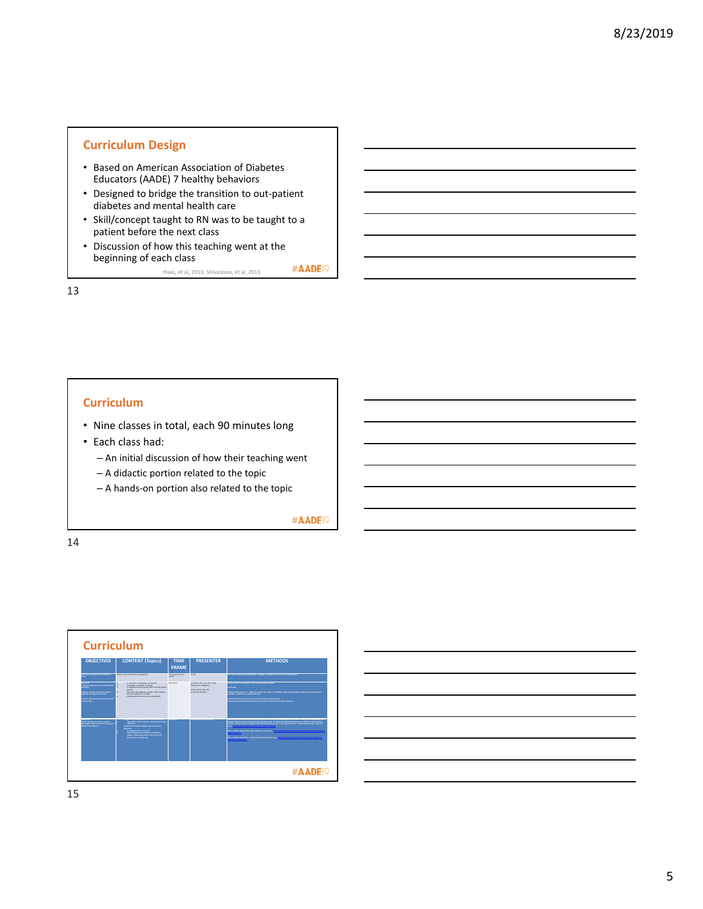## Curriculum Design

- Based on American Association of Diabetes Educators (AADE) 7 healthy behaviors
- Designed to bridge the transition to out-patient diabetes and mental health care
- Skill/concept taught to RN was to be taught to a patient before the next class
- Discussion of how this teaching went at the beginning of each class

Haas, et al, 2013; Shivastava, et al, 2013

#AADE19

## Curriculum

- Nine classes in total, each 90 minutes long
- Each class had:
  - An initial discussion of how their teaching went
  - A didactic portion related to the topic
  - A hands-on portion also related to the topic

#AADE19

## Curriculum

| OBJECTIVES | CONTENT (Topics) | TIME FRAME | PRESENTER | METHODS |
|---|---|---|---|---|
| | | | | |

#AADE19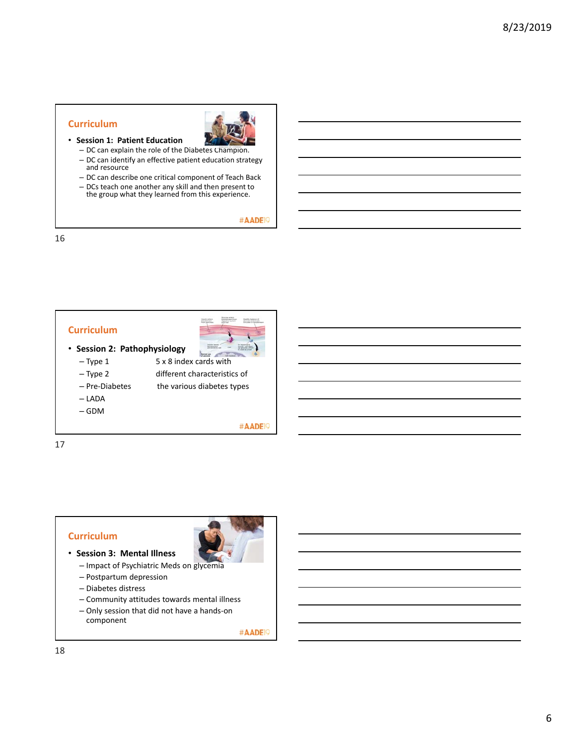## Curriculum

- **Session 1: Patient Education**
  - DC can explain the role of the Diabetes Champion.
  - DC can identify an effective patient education strategy and resource
  - DC can describe one critical component of Teach Back
  - DCs teach one another any skill and then present to the group what they learned from this experience.

#AADE19

## Curriculum

- **Session 2: Pathophysiology**
  - Type 1
  - Type 2
  - Pre-Diabetes
  - LADA
  - GDM

5 x 8 index cards with different characteristics of the various diabetes types

#AADE19

## Curriculum

- **Session 3: Mental Illness**
  - Impact of Psychiatric Meds on glycemia
  - Postpartum depression
  - Diabetes distress
  - Community attitudes towards mental illness
  - Only session that did not have a hands-on component

#AADE19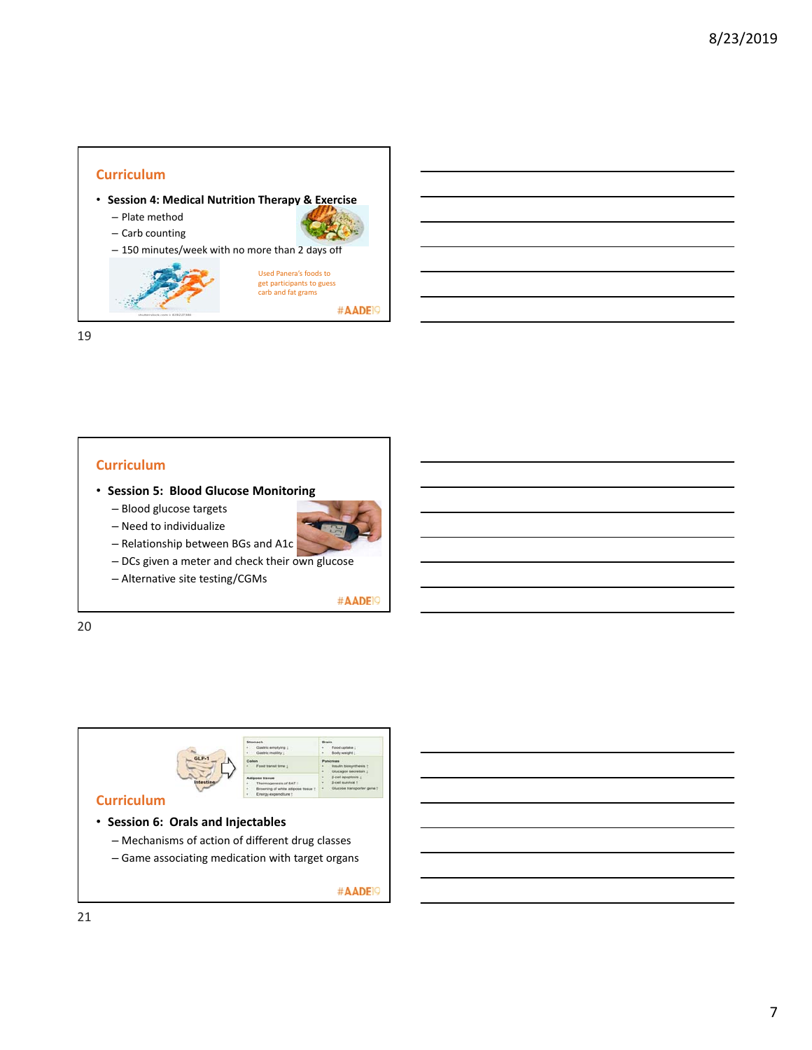## Curriculum

- **Session 4: Medical Nutrition Therapy & Exercise**
  - Plate method
  - Carb counting
  - 150 minutes/week with no more than 2 days off

Used Panera's foods to get participants to guess carb and fat grams

#AADE19

## Curriculum

- **Session 5: Blood Glucose Monitoring**
  - Blood glucose targets
  - Need to individualize
  - Relationship between BGs and A1c
  - DCs given a meter and check their own glucose
  - Alternative site testing/CGMs

#AADE19

## Curriculum

- **Session 6: Orals and Injectables**
  - Mechanisms of action of different drug classes
  - Game associating medication with target organs

#AADE19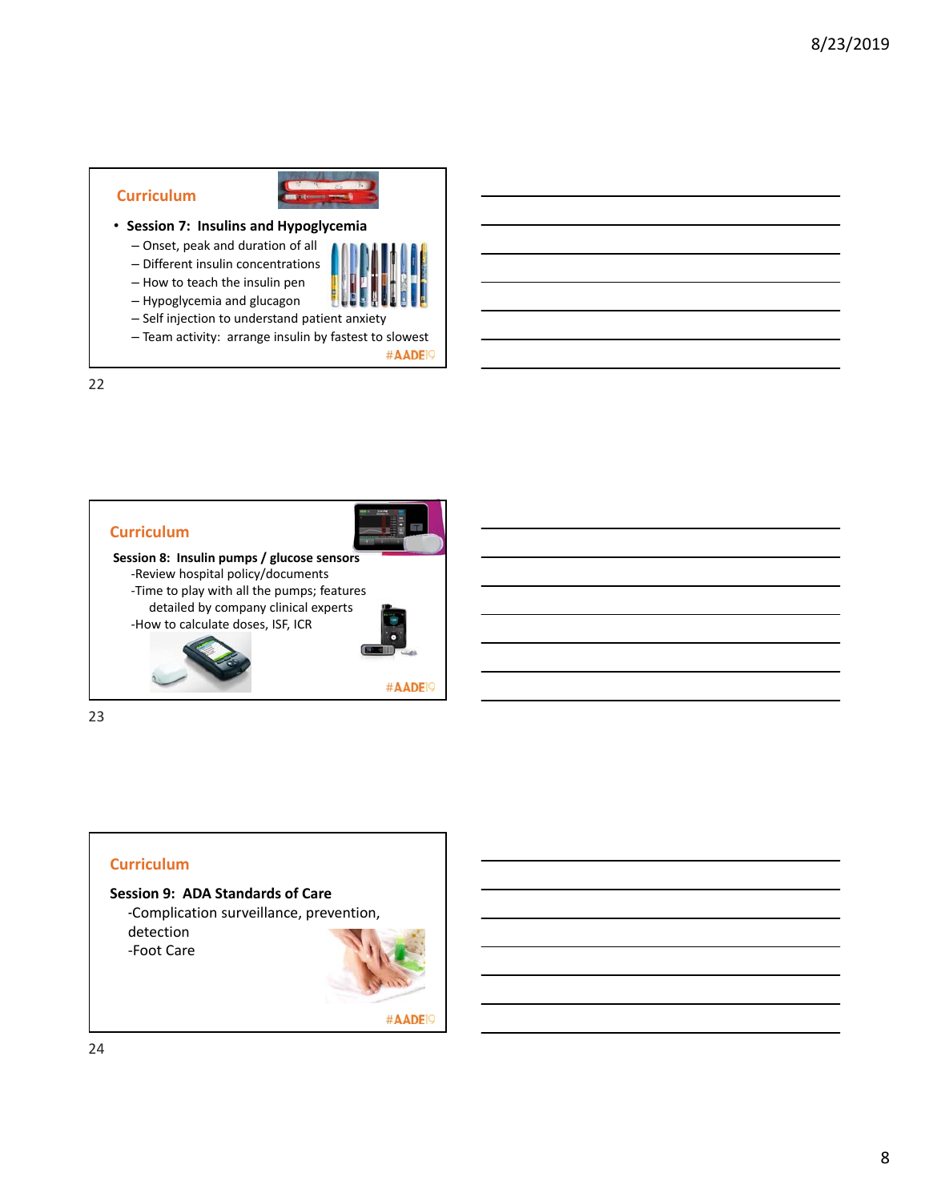## Curriculum

- **Session 7: Insulins and Hypoglycemia**
  - Onset, peak and duration of all
  - Different insulin concentrations
  - How to teach the insulin pen
  - Hypoglycemia and glucagon
  - Self injection to understand patient anxiety
  - Team activity: arrange insulin by fastest to slowest

#AADE19

## Curriculum

**Session 8: Insulin pumps / glucose sensors**

-Review hospital policy/documents

-Time to play with all the pumps; features detailed by company clinical experts

-How to calculate doses, ISF, ICR

#AADE19

## Curriculum

**Session 9: ADA Standards of Care**

-Complication surveillance, prevention, detection

-Foot Care

#AADE19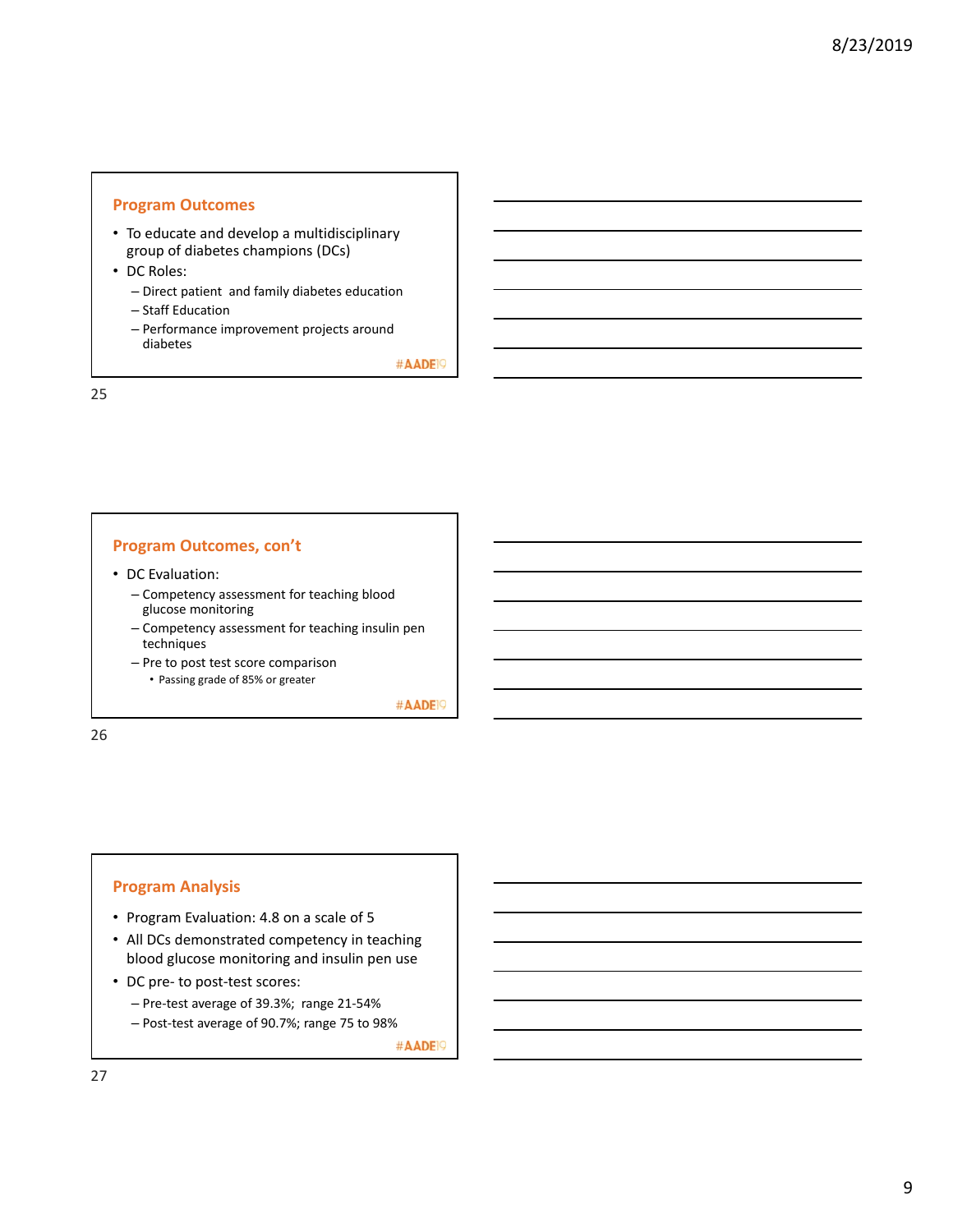## Program Outcomes

- To educate and develop a multidisciplinary group of diabetes champions (DCs)
- DC Roles:
  - Direct patient and family diabetes education
  - Staff Education
  - Performance improvement projects around diabetes

#AADE19

## Program Outcomes, con't

- DC Evaluation:
  - Competency assessment for teaching blood glucose monitoring
  - Competency assessment for teaching insulin pen techniques
  - Pre to post test score comparison
    - Passing grade of 85% or greater

#AADE19

## Program Analysis

- Program Evaluation: 4.8 on a scale of 5
- All DCs demonstrated competency in teaching blood glucose monitoring and insulin pen use
- DC pre- to post-test scores:
  - Pre-test average of 39.3%; range 21-54%
  - Post-test average of 90.7%; range 75 to 98%

#AADE19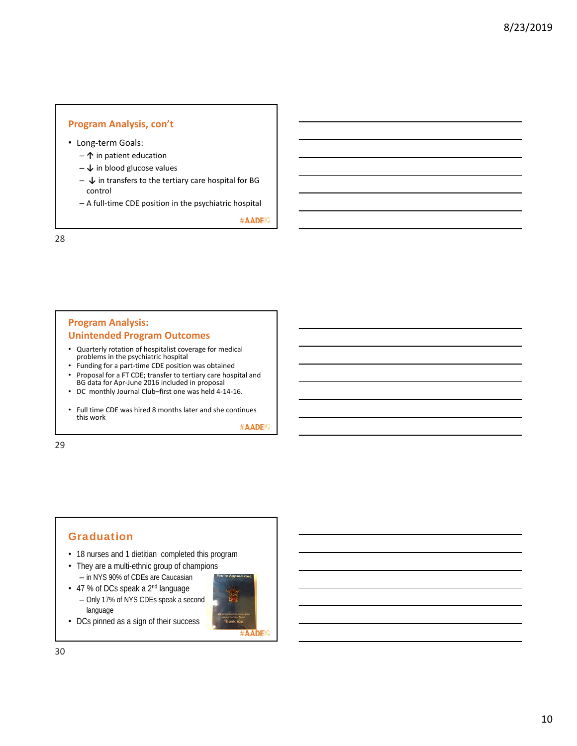## Program Analysis, con't

- Long-term Goals:
  - ↑ in patient education
  - ↓ in blood glucose values
  - ↓ in transfers to the tertiary care hospital for BG control
  - A full-time CDE position in the psychiatric hospital

#AADE19

## Program Analysis: Unintended Program Outcomes

- Quarterly rotation of hospitalist coverage for medical problems in the psychiatric hospital
- Funding for a part-time CDE position was obtained
- Proposal for a FT CDE; transfer to tertiary care hospital and BG data for Apr-June 2016 included in proposal
- DC monthly Journal Club–first one was held 4-14-16.
- Full time CDE was hired 8 months later and she continues this work

#AADE19

## Graduation

- 18 nurses and 1 dietitian completed this program
- They are a multi-ethnic group of champions
  - in NYS 90% of CDEs are Caucasian
- 47 % of DCs speak a 2nd language
  - Only 17% of NYS CDEs speak a second language
- DCs pinned as a sign of their success

#AADE19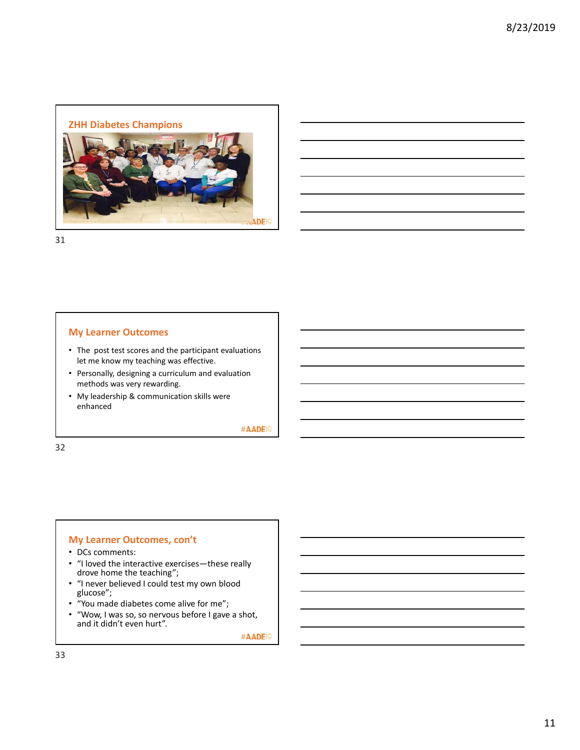## ZHH Diabetes Champions

#AADE19

## My Learner Outcomes

- The post test scores and the participant evaluations let me know my teaching was effective.
- Personally, designing a curriculum and evaluation methods was very rewarding.
- My leadership & communication skills were enhanced

#AADE19

## My Learner Outcomes, con't

- DCs comments:
- "I loved the interactive exercises—these really drove home the teaching";
- "I never believed I could test my own blood glucose";
- "You made diabetes come alive for me";
- "Wow, I was so, so nervous before I gave a shot, and it didn't even hurt".

#AADE19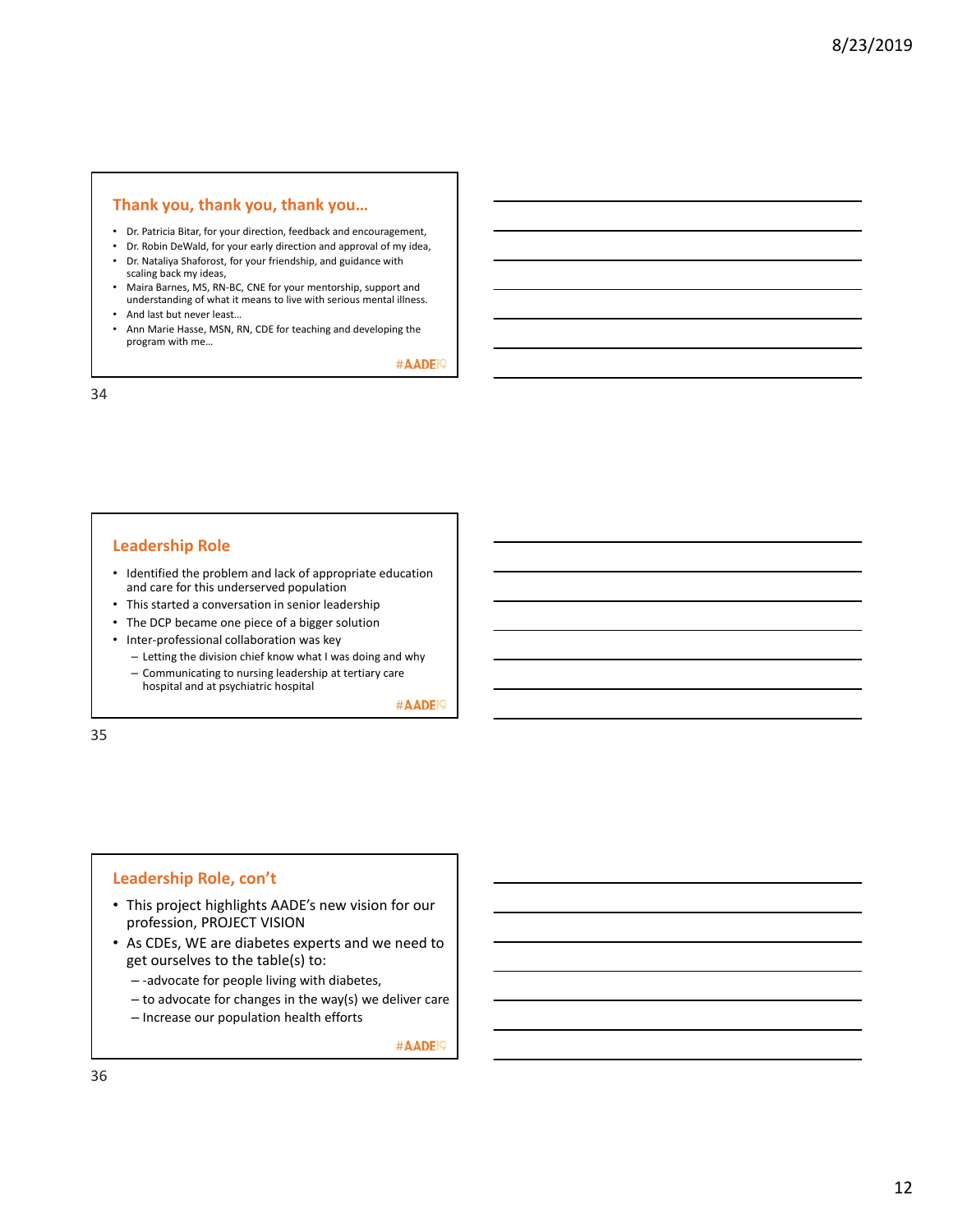## Thank you, thank you, thank you…

- Dr. Patricia Bitar, for your direction, feedback and encouragement,
- Dr. Robin DeWald, for your early direction and approval of my idea,
- Dr. Nataliya Shaforost, for your friendship, and guidance with scaling back my ideas,
- Maira Barnes, MS, RN-BC, CNE for your mentorship, support and understanding of what it means to live with serious mental illness.
- And last but never least…
- Ann Marie Hasse, MSN, RN, CDE for teaching and developing the program with me…

#AADE19

## Leadership Role

- Identified the problem and lack of appropriate education and care for this underserved population
- This started a conversation in senior leadership
- The DCP became one piece of a bigger solution
- Inter-professional collaboration was key
  - Letting the division chief know what I was doing and why
  - Communicating to nursing leadership at tertiary care hospital and at psychiatric hospital

#AADE19

## Leadership Role, con't

- This project highlights AADE's new vision for our profession, PROJECT VISION
- As CDEs, WE are diabetes experts and we need to get ourselves to the table(s) to:
  - -advocate for people living with diabetes,
  - to advocate for changes in the way(s) we deliver care
  - Increase our population health efforts

#AADE19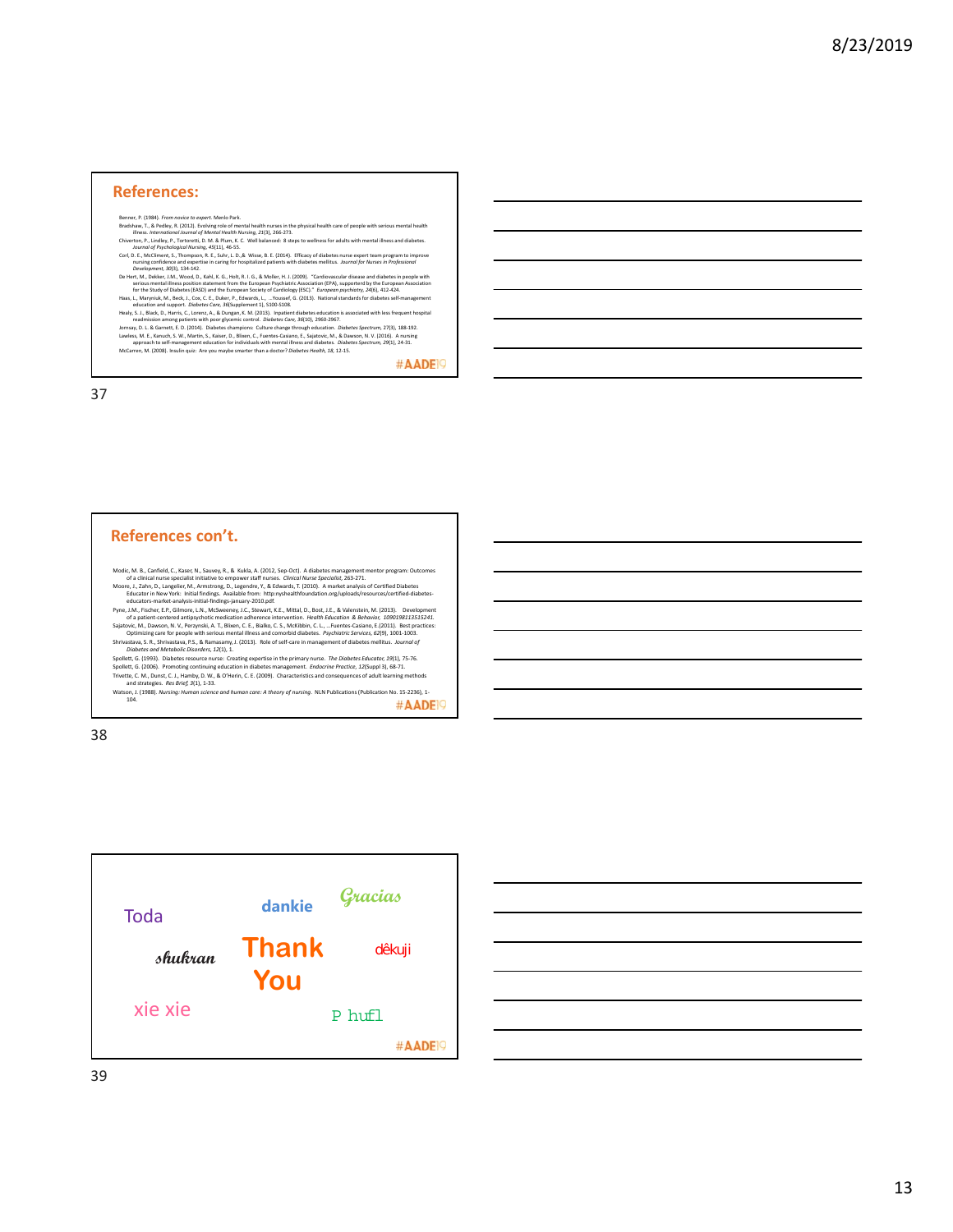## References:

Benner, P. (1984). *From novice to expert.* Menlo Park.

Bradshaw, T., & Pedley, R. (2012). Evolving role of mental health nurses in the physical health care of people with serious mental health illness. *International Journal of Mental Health Nursing, 21*(3), 266-273.

Chiverton, P., Lindley, P., Tortoretti, D. M. & Plum, K. C. Well balanced: 8 steps to wellness for adults with mental illness and diabetes. *Journal of Psychological Nursing, 45*(11), 46-55.

Corl, D. E., McCliment, S., Thompson, R. E., Suhr, L. D.,& Wisse, B. E. (2014). Efficacy of diabetes nurse expert team program to improve nursing confidence and expertise in caring for hospitalized patients with diabetes mellitus. *Journal for Nurses in Professional Development, 30*(3), 134-142.

De Hert, M., Dekker, J.M., Wood, D., Kahl, K. G., Holt, R. I. G., & Moller, H. J. (2009). "Cardiovascular disease and diabetes in people with serious mental illness position statement from the European Psychiatric Association (EPA), supporterd by the European Association for the Study of Diabetes (EASD) and the European Society of Cardiology (ESC)." *European psychiatry, 24*(6), 412-424.

Haas, L., Maryniuk, M., Beck, J., Cox, C. E., Duker, P., Edwards, L., ...Youssef, G. (2013). National standards for diabetes self-management education and support. *Diabetes Care, 36*(Supplement 1), S100-S108.

Healy, S. J., Black, D., Harris, C., Lorenz, A., & Dungan, K. M. (2013). Inpatient diabetes education is associated with less frequent hospital readmission among patients with poor glycemic control. *Diabetes Care, 36*(10), 2960-2967.

Jornsay, D. L. & Garnett, E. D. (2014). Diabetes champions: Culture change through education. *Diabetes Spectrum, 27*(3), 188-192.

Lawless, M. E., Kanuch, S. W., Martin, S., Kaiser, D., Blixen, C., Fuentes-Casiano, E., Sajatovic, M., & Dawson, N. V. (2016). A nursing approach to self-management education for individuals with mental illness and diabetes. *Diabetes Spectrum, 29*(1), 24-31.

McCarren, M. (2008). Insulin quiz: Are you maybe smarter than a doctor? *Diabetes Health, 18*, 12-15.

#AADE19

## References con't.

Modic, M. B., Canfield, C., Kaser, N., Sauvey, R., & Kukla, A. (2012, Sep-Oct). A diabetes management mentor program: Outcomes of a clinical nurse specialist initiative to empower staff nurses. *Clinical Nurse Specialist*, 263-271.

Moore, J., Zahn, D., Langelier, M., Armstrong, D., Legendre, Y., & Edwards, T. (2010). A market analysis of Certified Diabetes Educator in New York: Initial findings. Available from: http:nyshealthfoundation.org/uploads/resources/certified-diabetes-educators-market-analysis-initial-findings-january-2010.pdf.

Pyne, J.M., Fischer, E.P., Gilmore, L.N., McSweeney, J.C., Stewart, K.E., Mittal, D., Bost, J.E., & Valenstein, M. (2013). Development of a patient-centered antipsychotic medication adherence intervention. *Health Education & Behavior, 1090198113515241.*

Sajatovic, M., Dawson, N. V., Perzynski, A. T., Blixen, C. E., Bialko, C. S., McKibbin, C. L., ...Fuentes-Casiano, E.(2011). Best practices: Optimizing care for people with serious mental illness and comorbid diabetes. *Psychiatric Services, 62*(9), 1001-1003.

Shrivastava, S. R., Shrivastava, P.S., & Ramasamy, J. (2013). Role of self-care in management of diabetes mellitus. *Journal of Diabetes and Metabolic Disorders, 12*(1), 1.

Spollett, G. (1993). Diabetes resource nurse: Creating expertise in the primary nurse. *The Diabetes Educator, 19*(1), 75-76.

Spollett, G. (2006). Promoting continuing education in diabetes management. *Endocrine Practice, 12*(Suppl 3), 68-71.

Trivette, C. M., Dunst, C. J., Hamby, D. W., & O'Herin, C. E. (2009). Characteristics and consequences of adult learning methods and strategies. *Res Brief, 3*(1), 1-33.

Watson, J. (1988). *Nursing: Human science and human care: A theory of nursing.* NLN Publications (Publication No. 15-2236), 1-104.

#AADE19

Toda

dankie

Gracias

shukran

Thank You

dêkuji

xie xie

P hufl

#AADE19